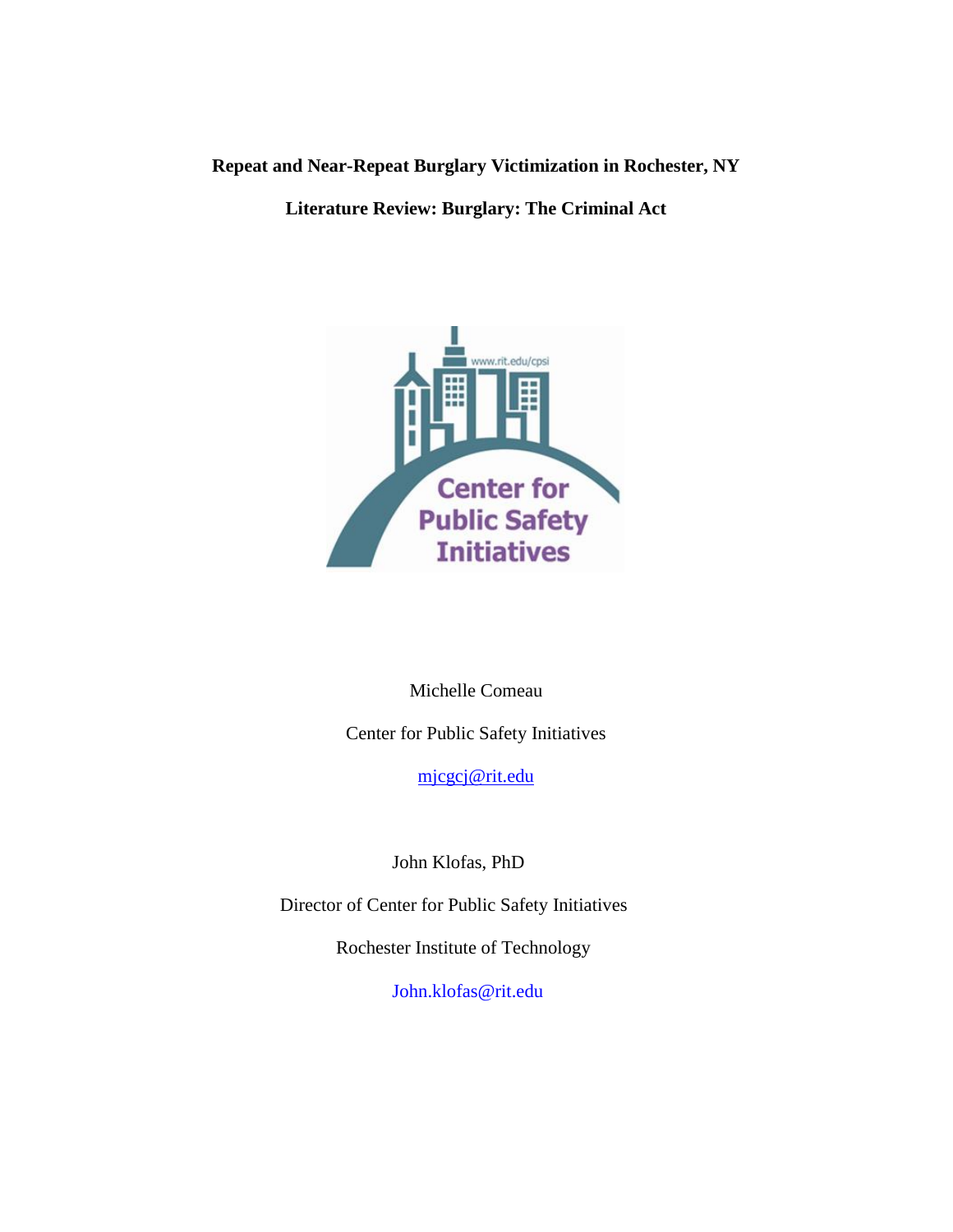# Repeat and Near-Repeat Burglary Victimization in Rochester, NY

## Literature Review: Burglary: The Criminal Act

Michelle Comeau

Center for Public Safety Initiatives

mjcgcj@rit.edu

John Klofas, PhD

Director of Center for Public Safety Initiatives

Rochester Institute of Technology

John.klofas@rit.edu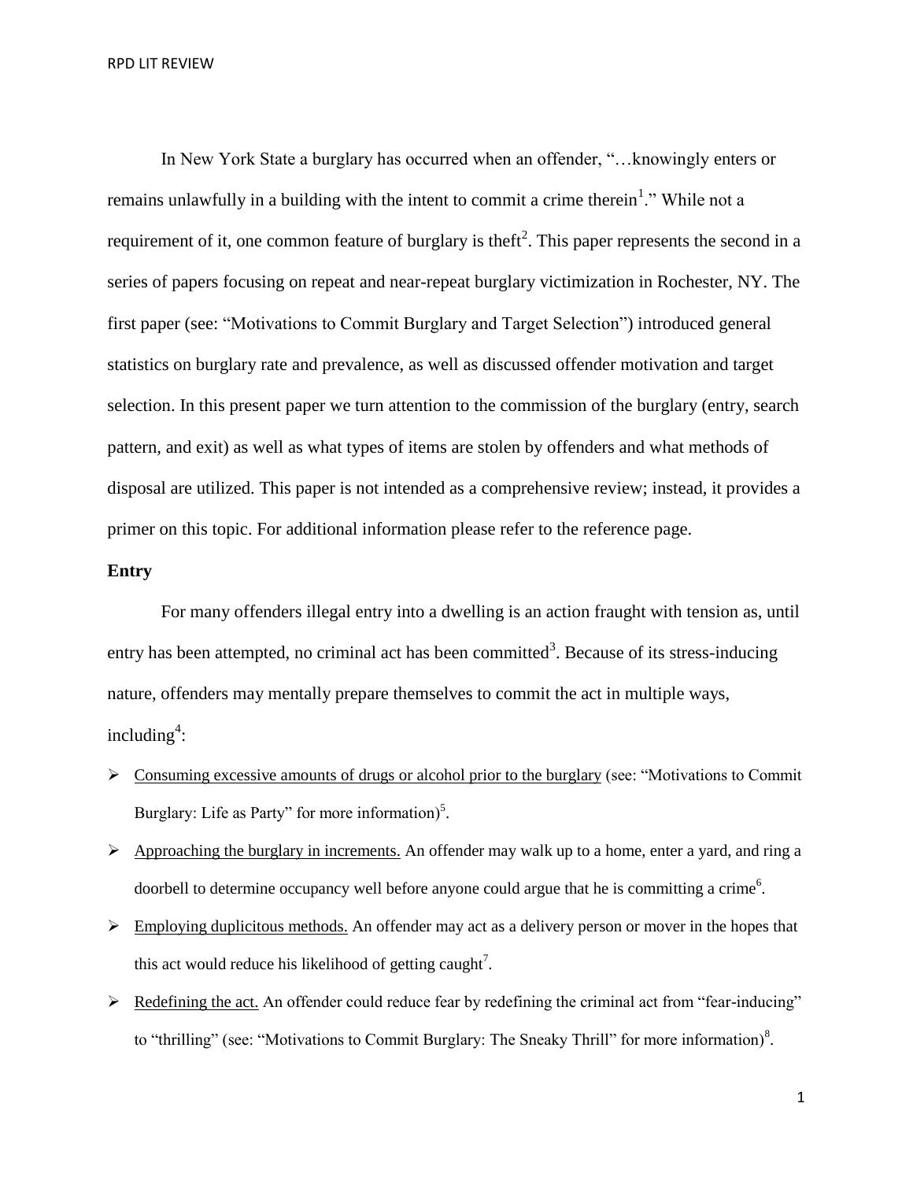In New York State a burglary has occurred when an offender, "…knowingly enters or remains unlawfully in a building with the intent to commit a crime therein[1]." While not a requirement of it, one common feature of burglary is theft[2]. This paper represents the second in a series of papers focusing on repeat and near-repeat burglary victimization in Rochester, NY. The first paper (see: "Motivations to Commit Burglary and Target Selection") introduced general statistics on burglary rate and prevalence, as well as discussed offender motivation and target selection. In this present paper we turn attention to the commission of the burglary (entry, search pattern, and exit) as well as what types of items are stolen by offenders and what methods of disposal are utilized. This paper is not intended as a comprehensive review; instead, it provides a primer on this topic. For additional information please refer to the reference page.

**Entry**

For many offenders illegal entry into a dwelling is an action fraught with tension as, until entry has been attempted, no criminal act has been committed[3]. Because of its stress-inducing nature, offenders may mentally prepare themselves to commit the act in multiple ways, including[4]:

- Consuming excessive amounts of drugs or alcohol prior to the burglary (see: "Motivations to Commit Burglary: Life as Party" for more information)[5].
- Approaching the burglary in increments. An offender may walk up to a home, enter a yard, and ring a doorbell to determine occupancy well before anyone could argue that he is committing a crime[6].
- Employing duplicitous methods. An offender may act as a delivery person or mover in the hopes that this act would reduce his likelihood of getting caught[7].
- Redefining the act. An offender could reduce fear by redefining the criminal act from "fear-inducing" to "thrilling" (see: "Motivations to Commit Burglary: The Sneaky Thrill" for more information)[8].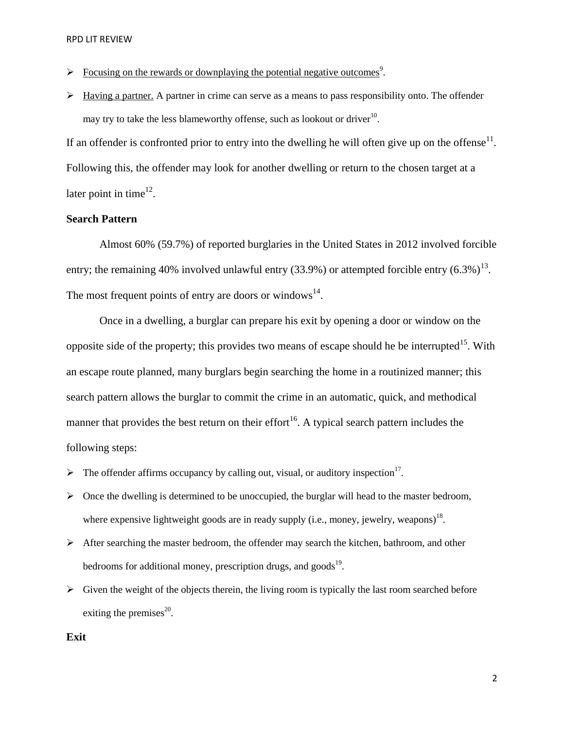- Focusing on the rewards or downplaying the potential negative outcomes[9].
- Having a partner. A partner in crime can serve as a means to pass responsibility onto. The offender may try to take the less blameworthy offense, such as lookout or driver[10].

If an offender is confronted prior to entry into the dwelling he will often give up on the offense[11]. Following this, the offender may look for another dwelling or return to the chosen target at a later point in time[12].

### Search Pattern

Almost 60% (59.7%) of reported burglaries in the United States in 2012 involved forcible entry; the remaining 40% involved unlawful entry (33.9%) or attempted forcible entry (6.3%)[13]. The most frequent points of entry are doors or windows[14].

Once in a dwelling, a burglar can prepare his exit by opening a door or window on the opposite side of the property; this provides two means of escape should he be interrupted[15]. With an escape route planned, many burglars begin searching the home in a routinized manner; this search pattern allows the burglar to commit the crime in an automatic, quick, and methodical manner that provides the best return on their effort[16]. A typical search pattern includes the following steps:

- The offender affirms occupancy by calling out, visual, or auditory inspection[17].
- Once the dwelling is determined to be unoccupied, the burglar will head to the master bedroom, where expensive lightweight goods are in ready supply (i.e., money, jewelry, weapons)[18].
- After searching the master bedroom, the offender may search the kitchen, bathroom, and other bedrooms for additional money, prescription drugs, and goods[19].
- Given the weight of the objects therein, the living room is typically the last room searched before exiting the premises[20].

### Exit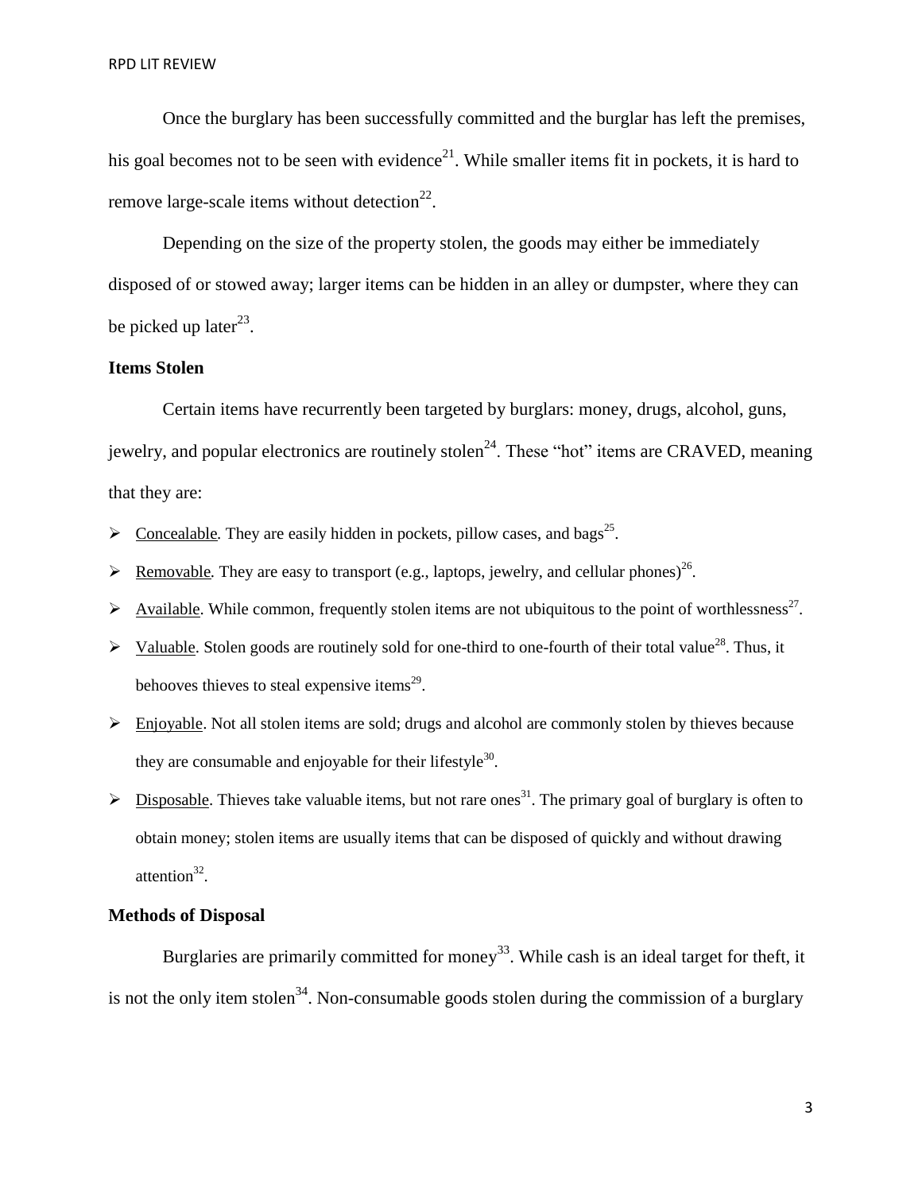Once the burglary has been successfully committed and the burglar has left the premises, his goal becomes not to be seen with evidence[21]. While smaller items fit in pockets, it is hard to remove large-scale items without detection[22].

Depending on the size of the property stolen, the goods may either be immediately disposed of or stowed away; larger items can be hidden in an alley or dumpster, where they can be picked up later[23].

### Items Stolen

Certain items have recurrently been targeted by burglars: money, drugs, alcohol, guns, jewelry, and popular electronics are routinely stolen[24]. These "hot" items are CRAVED, meaning that they are:

- Concealable. They are easily hidden in pockets, pillow cases, and bags[25].
- Removable. They are easy to transport (e.g., laptops, jewelry, and cellular phones)[26].
- Available. While common, frequently stolen items are not ubiquitous to the point of worthlessness[27].
- Valuable. Stolen goods are routinely sold for one-third to one-fourth of their total value[28]. Thus, it behooves thieves to steal expensive items[29].
- Enjoyable. Not all stolen items are sold; drugs and alcohol are commonly stolen by thieves because they are consumable and enjoyable for their lifestyle[30].
- Disposable. Thieves take valuable items, but not rare ones[31]. The primary goal of burglary is often to obtain money; stolen items are usually items that can be disposed of quickly and without drawing attention[32].

### Methods of Disposal

Burglaries are primarily committed for money[33]. While cash is an ideal target for theft, it is not the only item stolen[34]. Non-consumable goods stolen during the commission of a burglary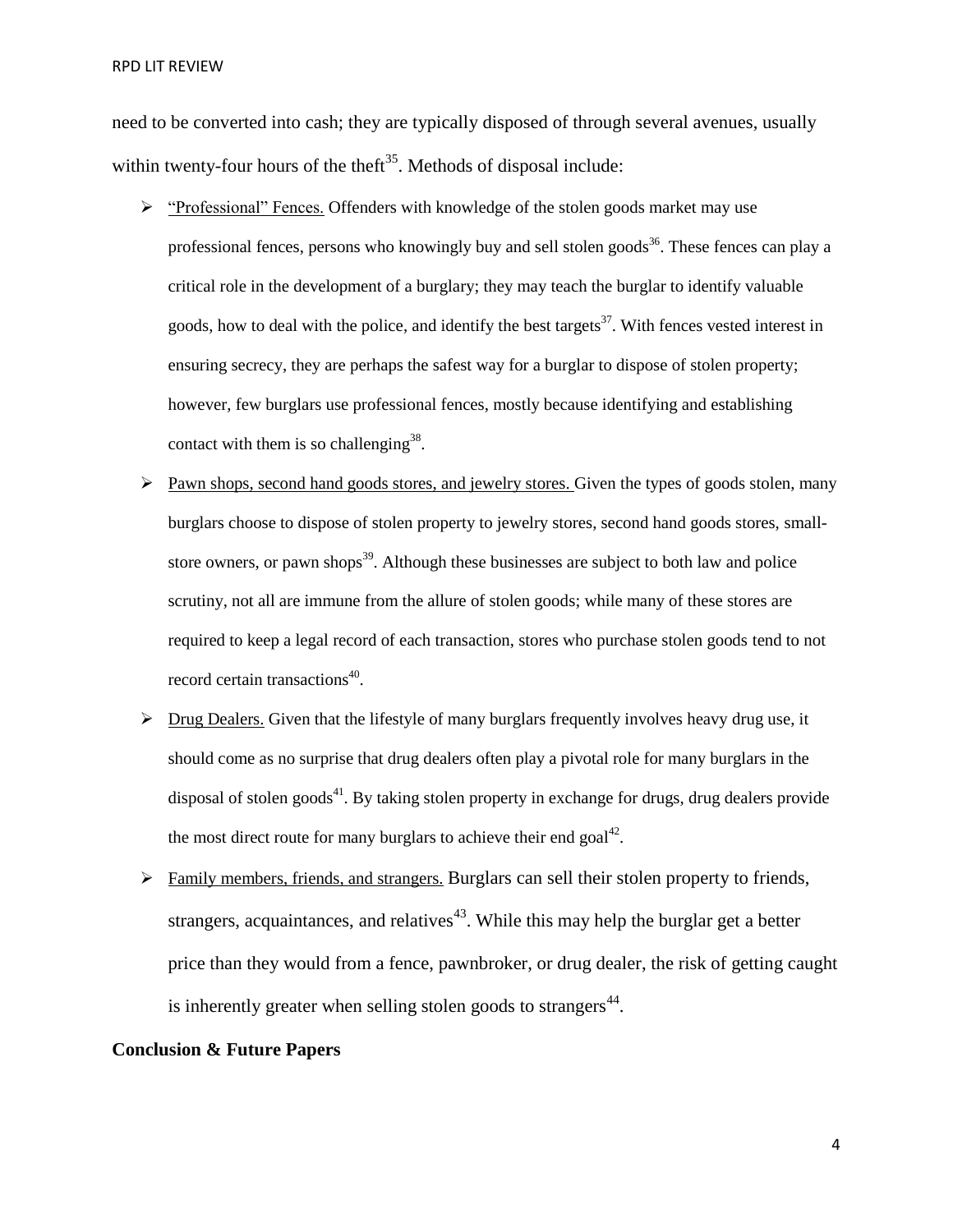need to be converted into cash; they are typically disposed of through several avenues, usually within twenty-four hours of the theft[35]. Methods of disposal include:

- "Professional" Fences. Offenders with knowledge of the stolen goods market may use professional fences, persons who knowingly buy and sell stolen goods[36]. These fences can play a critical role in the development of a burglary; they may teach the burglar to identify valuable goods, how to deal with the police, and identify the best targets[37]. With fences vested interest in ensuring secrecy, they are perhaps the safest way for a burglar to dispose of stolen property; however, few burglars use professional fences, mostly because identifying and establishing contact with them is so challenging[38].
- Pawn shops, second hand goods stores, and jewelry stores. Given the types of goods stolen, many burglars choose to dispose of stolen property to jewelry stores, second hand goods stores, small-store owners, or pawn shops[39]. Although these businesses are subject to both law and police scrutiny, not all are immune from the allure of stolen goods; while many of these stores are required to keep a legal record of each transaction, stores who purchase stolen goods tend to not record certain transactions[40].
- Drug Dealers. Given that the lifestyle of many burglars frequently involves heavy drug use, it should come as no surprise that drug dealers often play a pivotal role for many burglars in the disposal of stolen goods[41]. By taking stolen property in exchange for drugs, drug dealers provide the most direct route for many burglars to achieve their end goal[42].
- Family members, friends, and strangers. Burglars can sell their stolen property to friends, strangers, acquaintances, and relatives[43]. While this may help the burglar get a better price than they would from a fence, pawnbroker, or drug dealer, the risk of getting caught is inherently greater when selling stolen goods to strangers[44].

**Conclusion & Future Papers**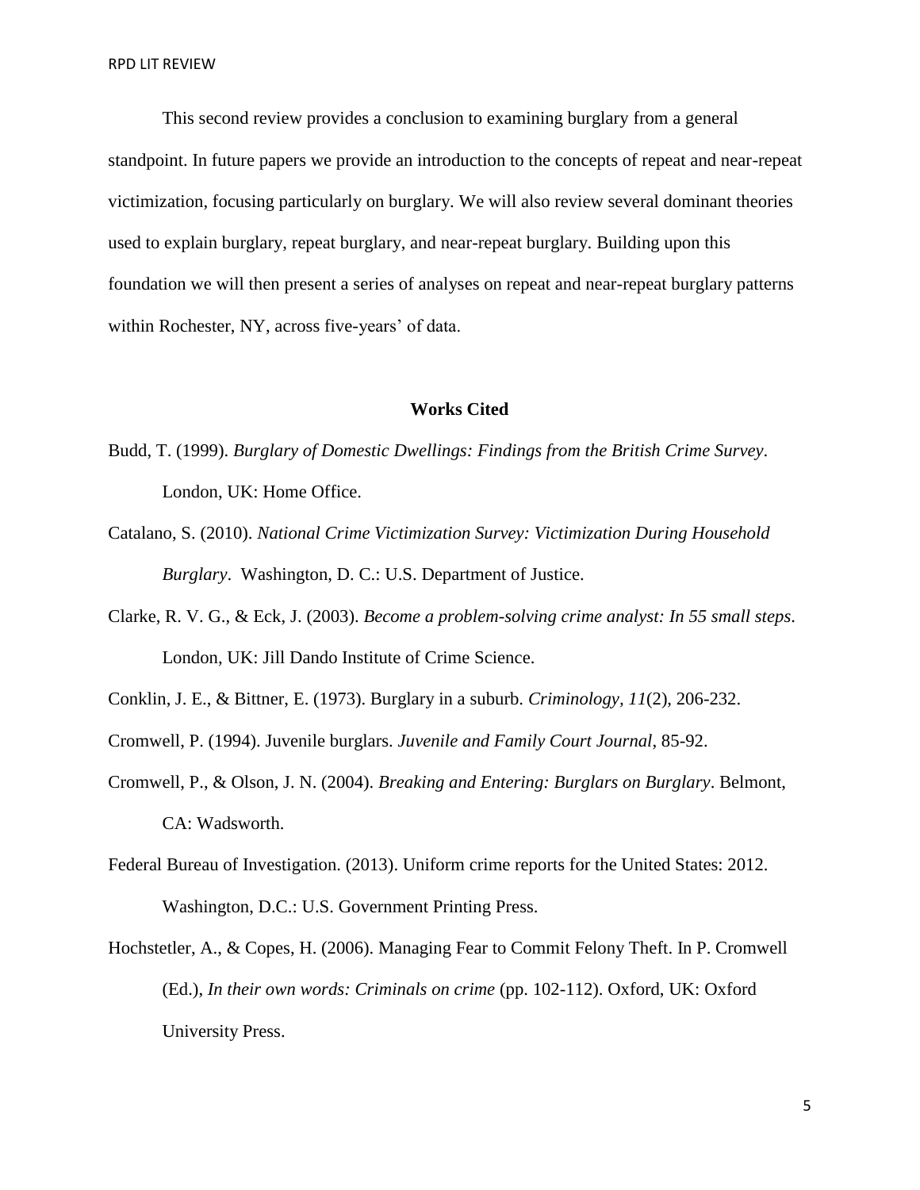This second review provides a conclusion to examining burglary from a general standpoint. In future papers we provide an introduction to the concepts of repeat and near-repeat victimization, focusing particularly on burglary. We will also review several dominant theories used to explain burglary, repeat burglary, and near-repeat burglary. Building upon this foundation we will then present a series of analyses on repeat and near-repeat burglary patterns within Rochester, NY, across five-years' of data.

## Works Cited

Budd, T. (1999). *Burglary of Domestic Dwellings: Findings from the British Crime Survey*. London, UK: Home Office.

Catalano, S. (2010). *National Crime Victimization Survey: Victimization During Household Burglary*. Washington, D. C.: U.S. Department of Justice.

Clarke, R. V. G., & Eck, J. (2003). *Become a problem-solving crime analyst: In 55 small steps*. London, UK: Jill Dando Institute of Crime Science.

Conklin, J. E., & Bittner, E. (1973). Burglary in a suburb. *Criminology*, *11*(2), 206-232.

Cromwell, P. (1994). Juvenile burglars. *Juvenile and Family Court Journal*, 85-92.

Cromwell, P., & Olson, J. N. (2004). *Breaking and Entering: Burglars on Burglary*. Belmont, CA: Wadsworth.

Federal Bureau of Investigation. (2013). Uniform crime reports for the United States: 2012. Washington, D.C.: U.S. Government Printing Press.

Hochstetler, A., & Copes, H. (2006). Managing Fear to Commit Felony Theft. In P. Cromwell (Ed.), *In their own words: Criminals on crime* (pp. 102-112). Oxford, UK: Oxford University Press.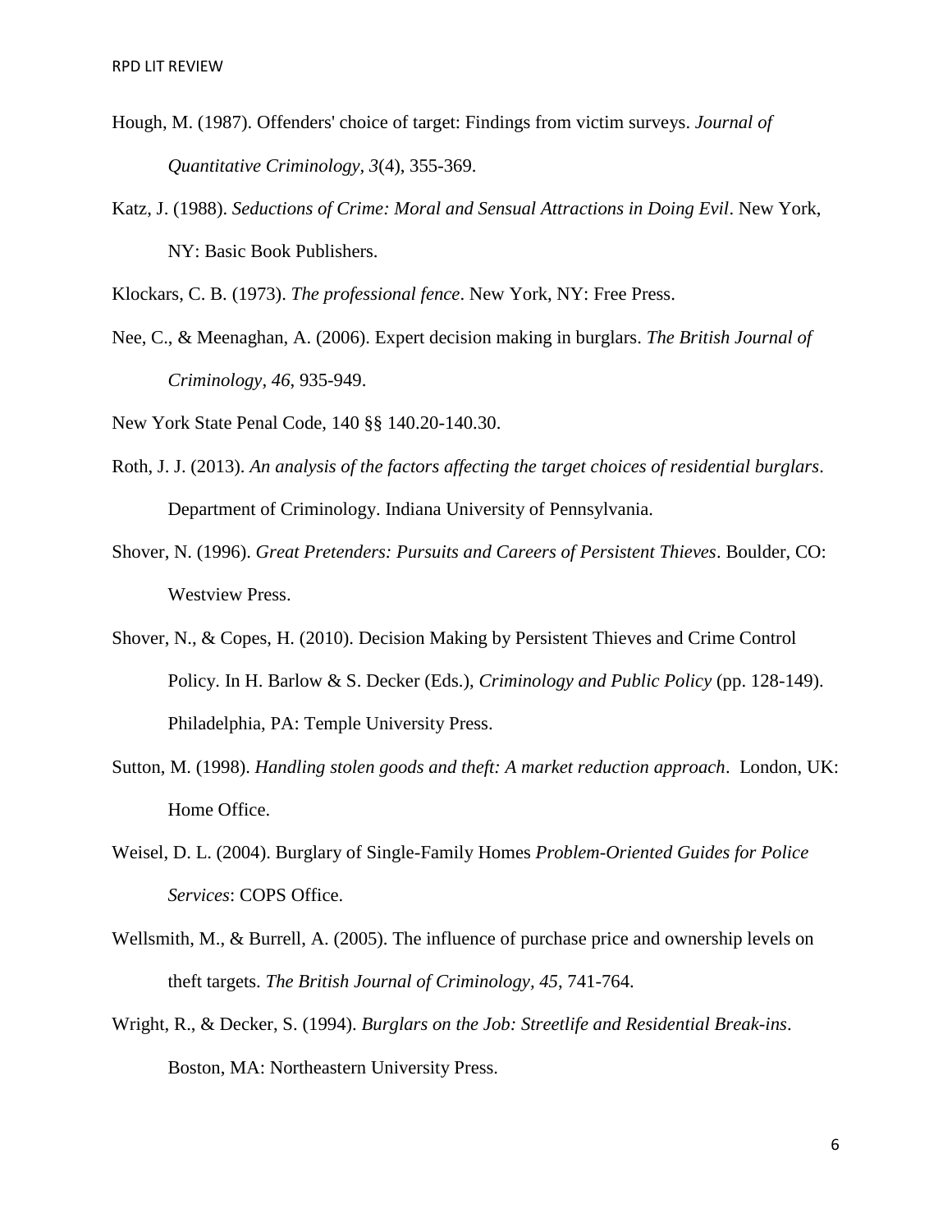Hough, M. (1987). Offenders' choice of target: Findings from victim surveys. *Journal of Quantitative Criminology, 3*(4), 355-369.

Katz, J. (1988). *Seductions of Crime: Moral and Sensual Attractions in Doing Evil*. New York, NY: Basic Book Publishers.

Klockars, C. B. (1973). *The professional fence*. New York, NY: Free Press.

Nee, C., & Meenaghan, A. (2006). Expert decision making in burglars. *The British Journal of Criminology, 46*, 935-949.

New York State Penal Code, 140 §§ 140.20-140.30.

Roth, J. J. (2013). *An analysis of the factors affecting the target choices of residential burglars*. Department of Criminology. Indiana University of Pennsylvania.

Shover, N. (1996). *Great Pretenders: Pursuits and Careers of Persistent Thieves*. Boulder, CO: Westview Press.

Shover, N., & Copes, H. (2010). Decision Making by Persistent Thieves and Crime Control Policy. In H. Barlow & S. Decker (Eds.), *Criminology and Public Policy* (pp. 128-149). Philadelphia, PA: Temple University Press.

Sutton, M. (1998). *Handling stolen goods and theft: A market reduction approach*. London, UK: Home Office.

Weisel, D. L. (2004). Burglary of Single-Family Homes *Problem-Oriented Guides for Police Services*: COPS Office.

Wellsmith, M., & Burrell, A. (2005). The influence of purchase price and ownership levels on theft targets. *The British Journal of Criminology, 45*, 741-764.

Wright, R., & Decker, S. (1994). *Burglars on the Job: Streetlife and Residential Break-ins*. Boston, MA: Northeastern University Press.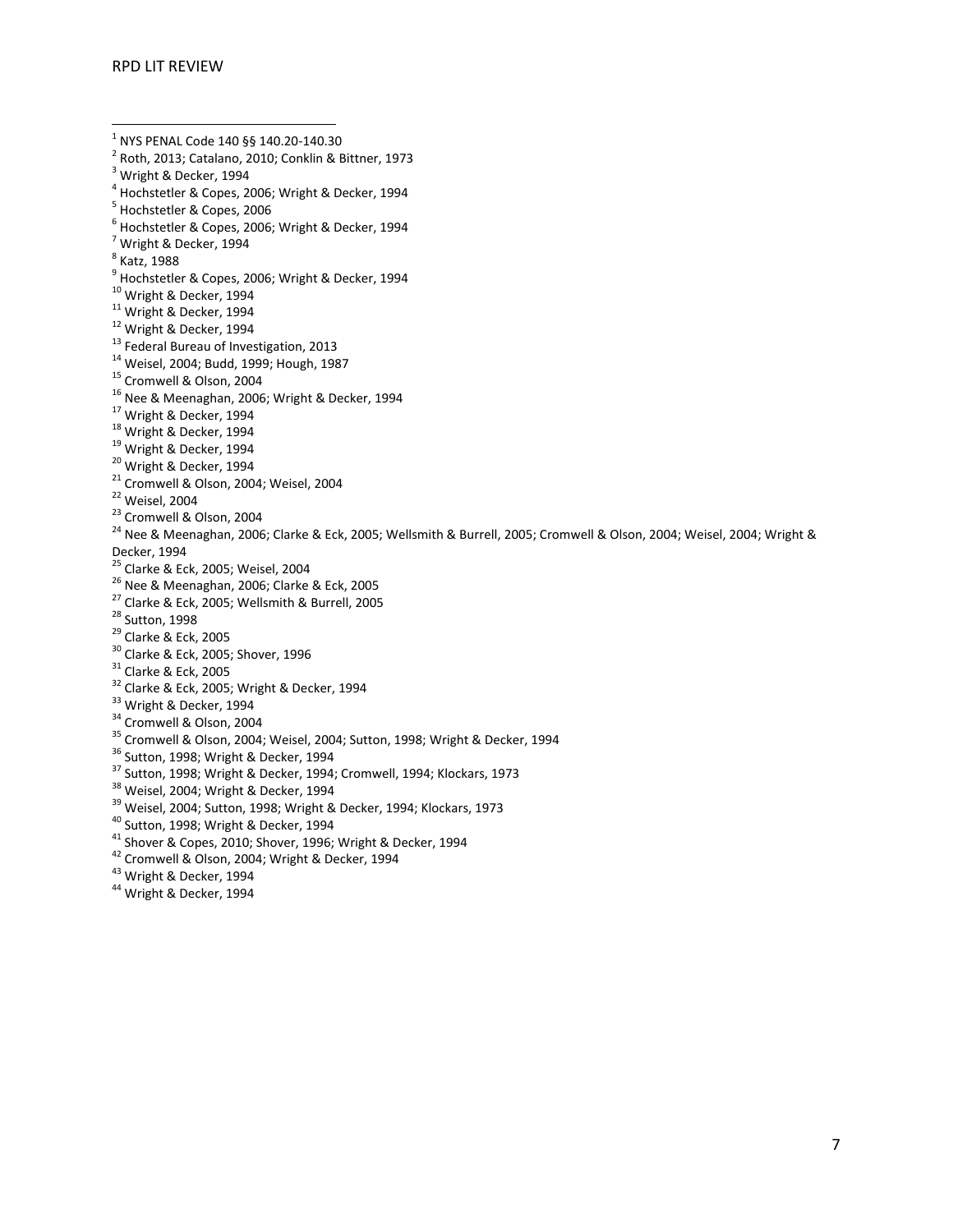[1] NYS PENAL Code 140 §§ 140.20-140.30
[2] Roth, 2013; Catalano, 2010; Conklin & Bittner, 1973
[3] Wright & Decker, 1994
[4] Hochstetler & Copes, 2006; Wright & Decker, 1994
[5] Hochstetler & Copes, 2006
[6] Hochstetler & Copes, 2006; Wright & Decker, 1994
[7] Wright & Decker, 1994
[8] Katz, 1988
[9] Hochstetler & Copes, 2006; Wright & Decker, 1994
[10] Wright & Decker, 1994
[11] Wright & Decker, 1994
[12] Wright & Decker, 1994
[13] Federal Bureau of Investigation, 2013
[14] Weisel, 2004; Budd, 1999; Hough, 1987
[15] Cromwell & Olson, 2004
[16] Nee & Meenaghan, 2006; Wright & Decker, 1994
[17] Wright & Decker, 1994
[18] Wright & Decker, 1994
[19] Wright & Decker, 1994
[20] Wright & Decker, 1994
[21] Cromwell & Olson, 2004; Weisel, 2004
[22] Weisel, 2004
[23] Cromwell & Olson, 2004
[24] Nee & Meenaghan, 2006; Clarke & Eck, 2005; Wellsmith & Burrell, 2005; Cromwell & Olson, 2004; Weisel, 2004; Wright & Decker, 1994
[25] Clarke & Eck, 2005; Weisel, 2004
[26] Nee & Meenaghan, 2006; Clarke & Eck, 2005
[27] Clarke & Eck, 2005; Wellsmith & Burrell, 2005
[28] Sutton, 1998
[29] Clarke & Eck, 2005
[30] Clarke & Eck, 2005; Shover, 1996
[31] Clarke & Eck, 2005
[32] Clarke & Eck, 2005; Wright & Decker, 1994
[33] Wright & Decker, 1994
[34] Cromwell & Olson, 2004
[35] Cromwell & Olson, 2004; Weisel, 2004; Sutton, 1998; Wright & Decker, 1994
[36] Sutton, 1998; Wright & Decker, 1994
[37] Sutton, 1998; Wright & Decker, 1994; Cromwell, 1994; Klockars, 1973
[38] Weisel, 2004; Wright & Decker, 1994
[39] Weisel, 2004; Sutton, 1998; Wright & Decker, 1994; Klockars, 1973
[40] Sutton, 1998; Wright & Decker, 1994
[41] Shover & Copes, 2010; Shover, 1996; Wright & Decker, 1994
[42] Cromwell & Olson, 2004; Wright & Decker, 1994
[43] Wright & Decker, 1994
[44] Wright & Decker, 1994